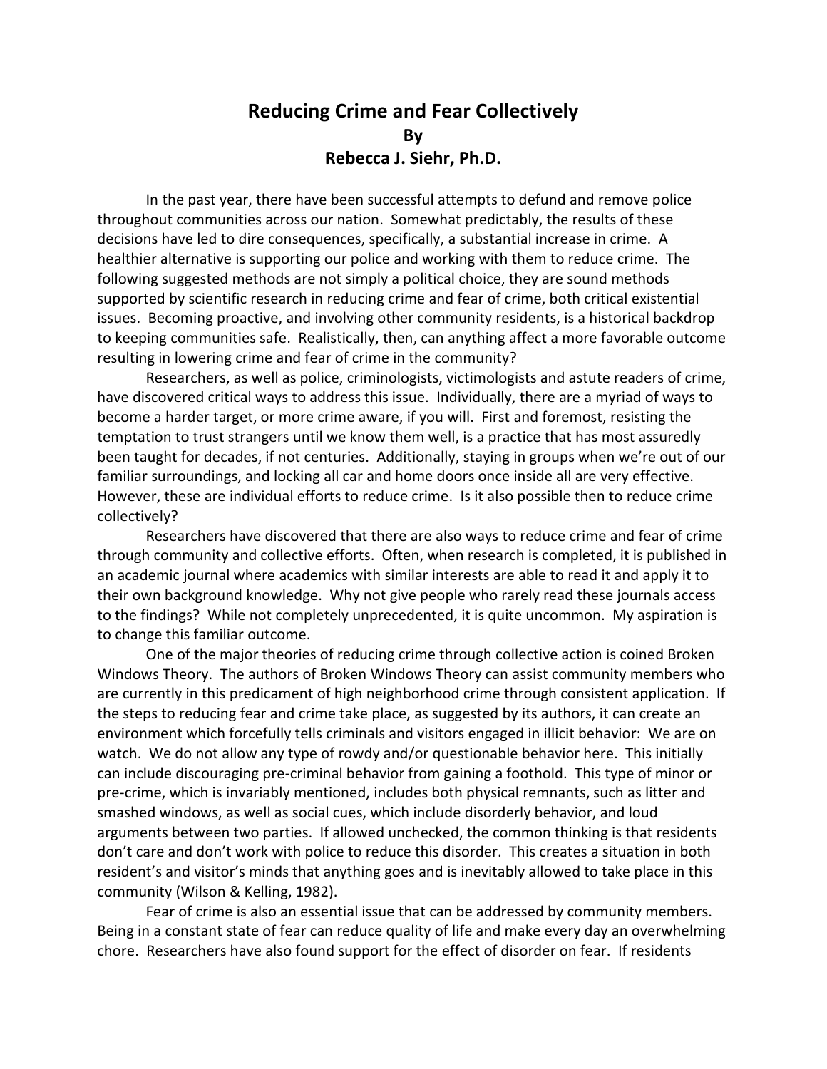# Reducing Crime and Fear Collectively

**By**

**Rebecca J. Siehr, Ph.D.**

In the past year, there have been successful attempts to defund and remove police throughout communities across our nation. Somewhat predictably, the results of these decisions have led to dire consequences, specifically, a substantial increase in crime. A healthier alternative is supporting our police and working with them to reduce crime. The following suggested methods are not simply a political choice, they are sound methods supported by scientific research in reducing crime and fear of crime, both critical existential issues. Becoming proactive, and involving other community residents, is a historical backdrop to keeping communities safe. Realistically, then, can anything affect a more favorable outcome resulting in lowering crime and fear of crime in the community?

Researchers, as well as police, criminologists, victimologists and astute readers of crime, have discovered critical ways to address this issue. Individually, there are a myriad of ways to become a harder target, or more crime aware, if you will. First and foremost, resisting the temptation to trust strangers until we know them well, is a practice that has most assuredly been taught for decades, if not centuries. Additionally, staying in groups when we're out of our familiar surroundings, and locking all car and home doors once inside all are very effective. However, these are individual efforts to reduce crime. Is it also possible then to reduce crime collectively?

Researchers have discovered that there are also ways to reduce crime and fear of crime through community and collective efforts. Often, when research is completed, it is published in an academic journal where academics with similar interests are able to read it and apply it to their own background knowledge. Why not give people who rarely read these journals access to the findings? While not completely unprecedented, it is quite uncommon. My aspiration is to change this familiar outcome.

One of the major theories of reducing crime through collective action is coined Broken Windows Theory. The authors of Broken Windows Theory can assist community members who are currently in this predicament of high neighborhood crime through consistent application. If the steps to reducing fear and crime take place, as suggested by its authors, it can create an environment which forcefully tells criminals and visitors engaged in illicit behavior: We are on watch. We do not allow any type of rowdy and/or questionable behavior here. This initially can include discouraging pre-criminal behavior from gaining a foothold. This type of minor or pre-crime, which is invariably mentioned, includes both physical remnants, such as litter and smashed windows, as well as social cues, which include disorderly behavior, and loud arguments between two parties. If allowed unchecked, the common thinking is that residents don't care and don't work with police to reduce this disorder. This creates a situation in both resident's and visitor's minds that anything goes and is inevitably allowed to take place in this community (Wilson & Kelling, 1982).

Fear of crime is also an essential issue that can be addressed by community members. Being in a constant state of fear can reduce quality of life and make every day an overwhelming chore. Researchers have also found support for the effect of disorder on fear. If residents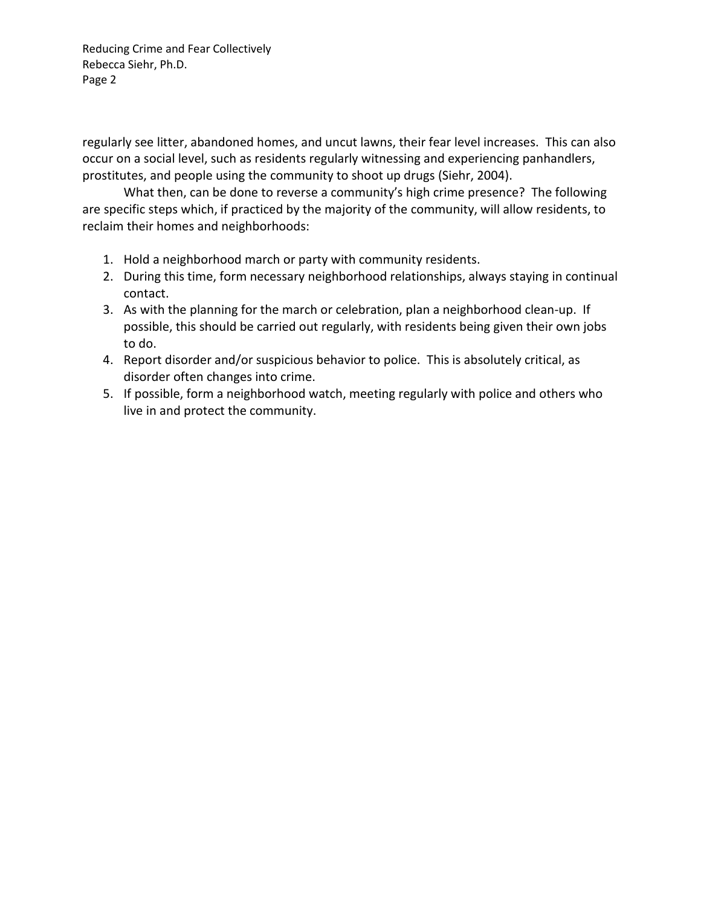regularly see litter, abandoned homes, and uncut lawns, their fear level increases. This can also occur on a social level, such as residents regularly witnessing and experiencing panhandlers, prostitutes, and people using the community to shoot up drugs (Siehr, 2004).

What then, can be done to reverse a community's high crime presence? The following are specific steps which, if practiced by the majority of the community, will allow residents, to reclaim their homes and neighborhoods:

1. Hold a neighborhood march or party with community residents.
2. During this time, form necessary neighborhood relationships, always staying in continual contact.
3. As with the planning for the march or celebration, plan a neighborhood clean-up. If possible, this should be carried out regularly, with residents being given their own jobs to do.
4. Report disorder and/or suspicious behavior to police. This is absolutely critical, as disorder often changes into crime.
5. If possible, form a neighborhood watch, meeting regularly with police and others who live in and protect the community.